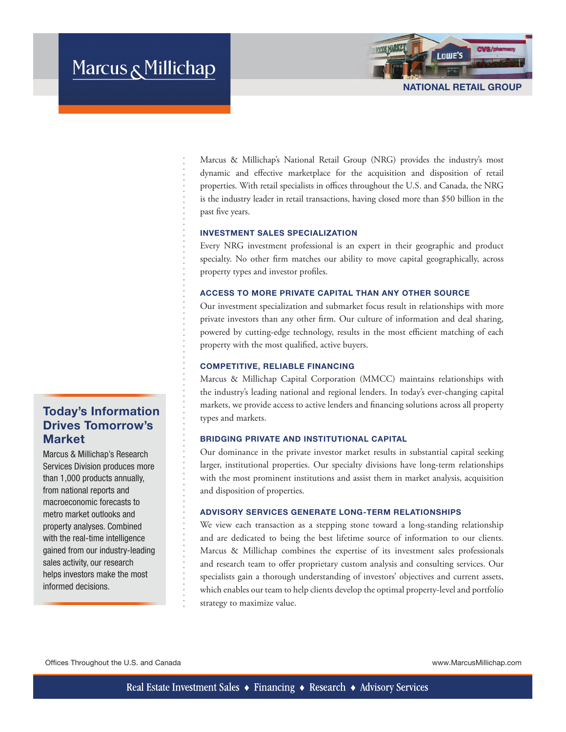Marcus & Millichap

## NATIONAL RETAIL GROUP

Marcus & Millichap's National Retail Group (NRG) provides the industry's most dynamic and effective marketplace for the acquisition and disposition of retail properties. With retail specialists in offices throughout the U.S. and Canada, the NRG is the industry leader in retail transactions, having closed more than $50 billion in the past five years.

### INVESTMENT SALES SPECIALIZATION

Every NRG investment professional is an expert in their geographic and product specialty. No other firm matches our ability to move capital geographically, across property types and investor profiles.

### ACCESS TO MORE PRIVATE CAPITAL THAN ANY OTHER SOURCE

Our investment specialization and submarket focus result in relationships with more private investors than any other firm. Our culture of information and deal sharing, powered by cutting-edge technology, results in the most efficient matching of each property with the most qualified, active buyers.

### COMPETITIVE, RELIABLE FINANCING

Marcus & Millichap Capital Corporation (MMCC) maintains relationships with the industry's leading national and regional lenders. In today's ever-changing capital markets, we provide access to active lenders and financing solutions across all property types and markets.

### BRIDGING PRIVATE AND INSTITUTIONAL CAPITAL

Our dominance in the private investor market results in substantial capital seeking larger, institutional properties. Our specialty divisions have long-term relationships with the most prominent institutions and assist them in market analysis, acquisition and disposition of properties.

### ADVISORY SERVICES GENERATE LONG-TERM RELATIONSHIPS

We view each transaction as a stepping stone toward a long-standing relationship and are dedicated to being the best lifetime source of information to our clients. Marcus & Millichap combines the expertise of its investment sales professionals and research team to offer proprietary custom analysis and consulting services. Our specialists gain a thorough understanding of investors' objectives and current assets, which enables our team to help clients develop the optimal property-level and portfolio strategy to maximize value.

### Today's Information Drives Tomorrow's Market

Marcus & Millichap's Research Services Division produces more than 1,000 products annually, from national reports and macroeconomic forecasts to metro market outlooks and property analyses. Combined with the real-time intelligence gained from our industry-leading sales activity, our research helps investors make the most informed decisions.

Offices Throughout the U.S. and Canada

www.MarcusMillichap.com

Real Estate Investment Sales ♦ Financing ♦ Research ♦ Advisory Services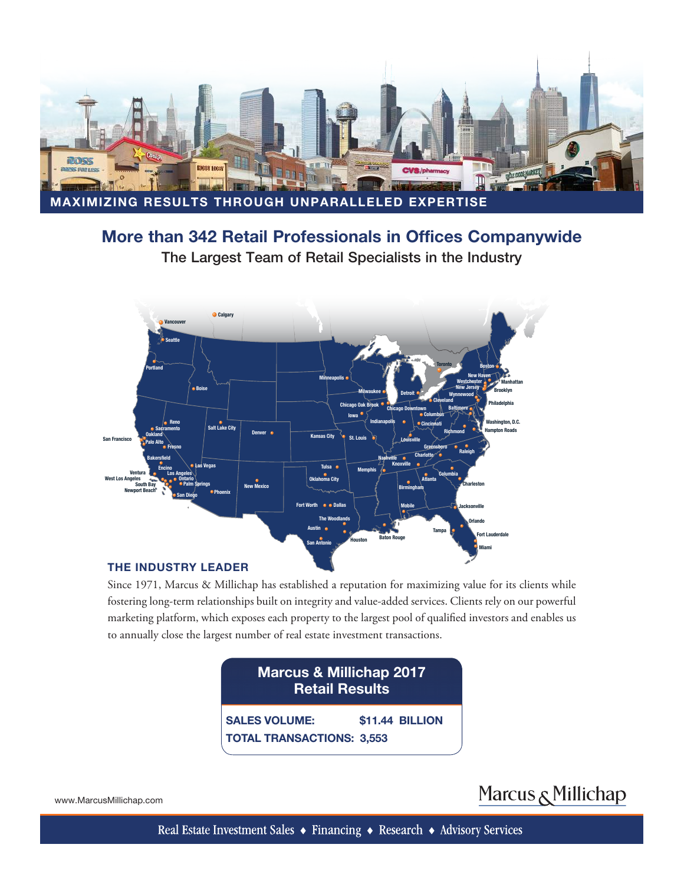MAXIMIZING RESULTS THROUGH UNPARALLELED EXPERTISE

## More than 342 Retail Professionals in Offices Companywide

The Largest Team of Retail Specialists in the Industry

Vancouver
Calgary
Seattle
Portland
Boise
Minneapolis
Toronto
Boston
New Haven
Westchester
New Jersey
Manhattan
Brooklyn
Milwaukee
Detroit
Wynnewood
Philadelphia
Cleveland
Chicago Oak Brook
Chicago Downtown
Baltimore
Columbus
Iowa
Indianapolis
Cincinnati
Washington, D.C.
Hampton Roads
Reno
Sacramento
Oakland
San Francisco
Palo Alto
Salt Lake City
Denver
Kansas City
St. Louis
Louisville
Richmond
Fresno
Greensboro
Raleigh
Nashville
Charlotte
Knoxville
Bakersfield
Encino
Las Vegas
Tulsa
Memphis
Columbia
Ventura
Los Angeles
West Los Angeles
Ontario
South Bay
Palm Springs
Newport Beach
San Diego
Phoenix
New Mexico
Oklahoma City
Atlanta
Birmingham
Charleston
Fort Worth
Dallas
Mobile
Jacksonville
The Woodlands
Austin
Houston
Baton Rouge
Orlando
San Antonio
Tampa
Fort Lauderdale
Miami

### THE INDUSTRY LEADER

Since 1971, Marcus & Millichap has established a reputation for maximizing value for its clients while fostering long-term relationships built on integrity and value-added services. Clients rely on our powerful marketing platform, which exposes each property to the largest pool of qualified investors and enables us to annually close the largest number of real estate investment transactions.

| Marcus & Millichap 2017 Retail Results | |
|---|---|
| **SALES VOLUME:** | **$11.44 BILLION** |
| **TOTAL TRANSACTIONS:** | **3,553** |

www.MarcusMillichap.com

Marcus & Millichap

Real Estate Investment Sales ♦ Financing ♦ Research ♦ Advisory Services